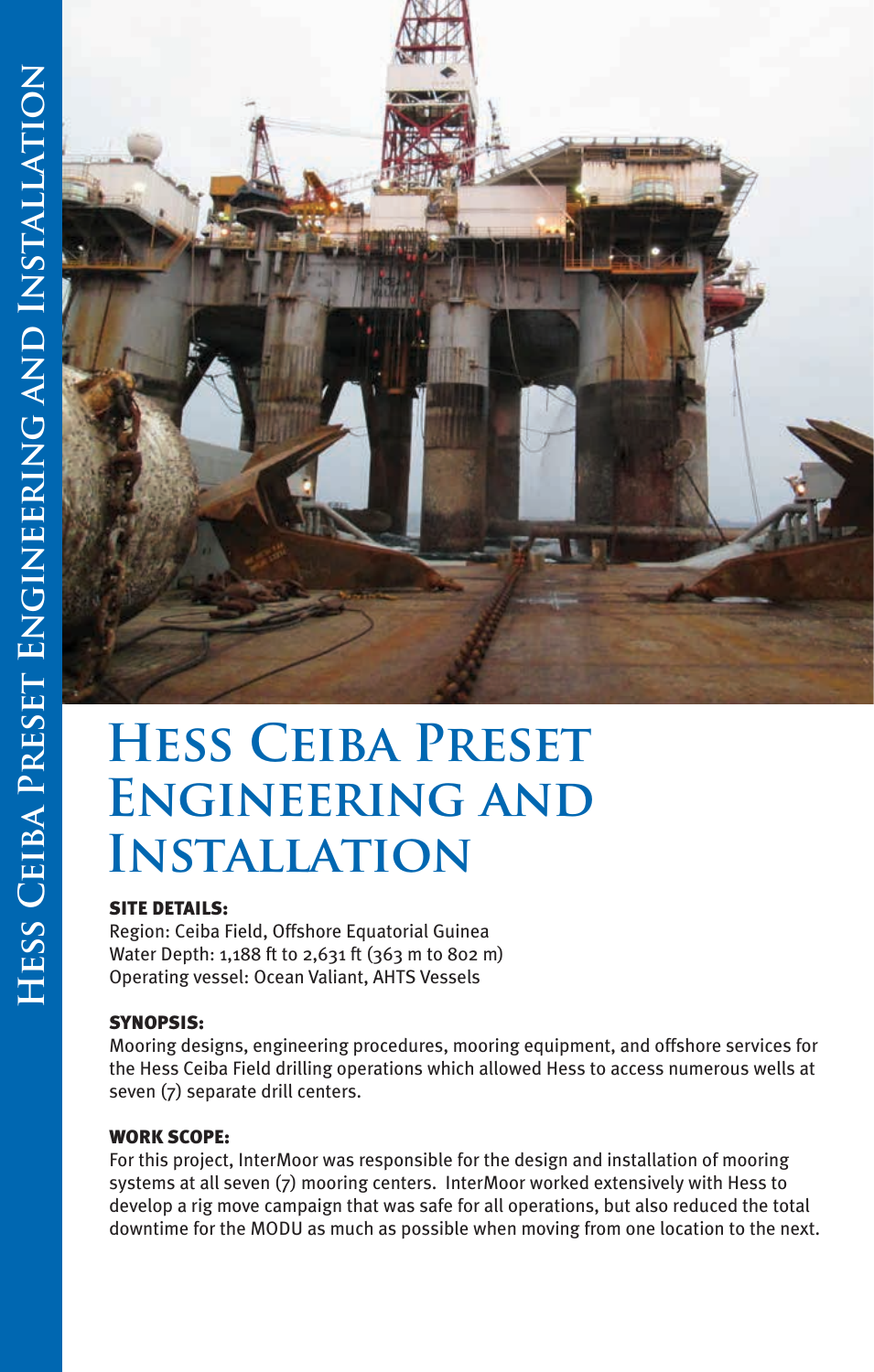# Hess Ceiba Preset Engineering and Installation

**SITE DETAILS:**
Region: Ceiba Field, Offshore Equatorial Guinea
Water Depth: 1,188 ft to 2,631 ft (363 m to 802 m)
Operating vessel: Ocean Valiant, AHTS Vessels

**SYNOPSIS:**
Mooring designs, engineering procedures, mooring equipment, and offshore services for the Hess Ceiba Field drilling operations which allowed Hess to access numerous wells at seven (7) separate drill centers.

**WORK SCOPE:**
For this project, InterMoor was responsible for the design and installation of mooring systems at all seven (7) mooring centers. InterMoor worked extensively with Hess to develop a rig move campaign that was safe for all operations, but also reduced the total downtime for the MODU as much as possible when moving from one location to the next.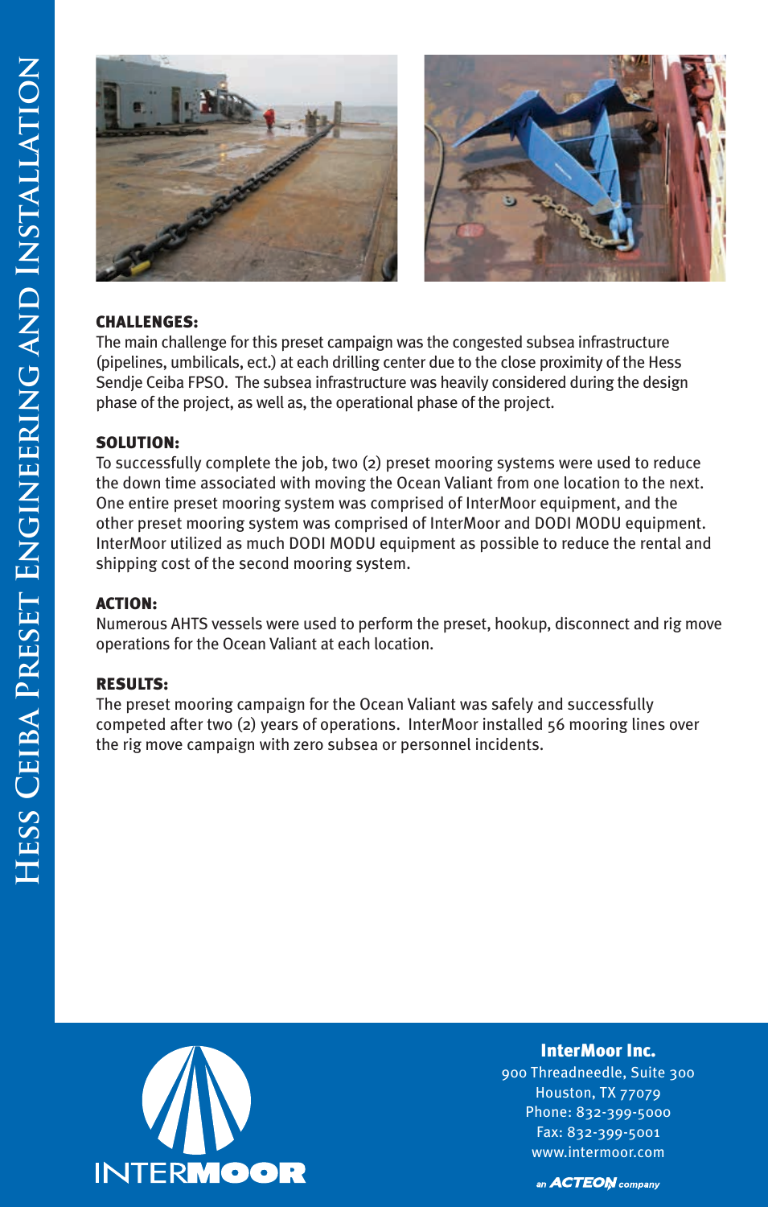# Hess Ceiba Preset Engineering and Installation

**CHALLENGES:**
The main challenge for this preset campaign was the congested subsea infrastructure (pipelines, umbilicals, ect.) at each drilling center due to the close proximity of the Hess Sendje Ceiba FPSO. The subsea infrastructure was heavily considered during the design phase of the project, as well as, the operational phase of the project.

**SOLUTION:**
To successfully complete the job, two (2) preset mooring systems were used to reduce the down time associated with moving the Ocean Valiant from one location to the next. One entire preset mooring system was comprised of InterMoor equipment, and the other preset mooring system was comprised of InterMoor and DODI MODU equipment. InterMoor utilized as much DODI MODU equipment as possible to reduce the rental and shipping cost of the second mooring system.

**ACTION:**
Numerous AHTS vessels were used to perform the preset, hookup, disconnect and rig move operations for the Ocean Valiant at each location.

**RESULTS:**
The preset mooring campaign for the Ocean Valiant was safely and successfully competed after two (2) years of operations. InterMoor installed 56 mooring lines over the rig move campaign with zero subsea or personnel incidents.

INTERMOOR

**InterMoor Inc.**
900 Threadneedle, Suite 300
Houston, TX 77079
Phone: 832-399-5000
Fax: 832-399-5001
www.intermoor.com

an ACTEON company